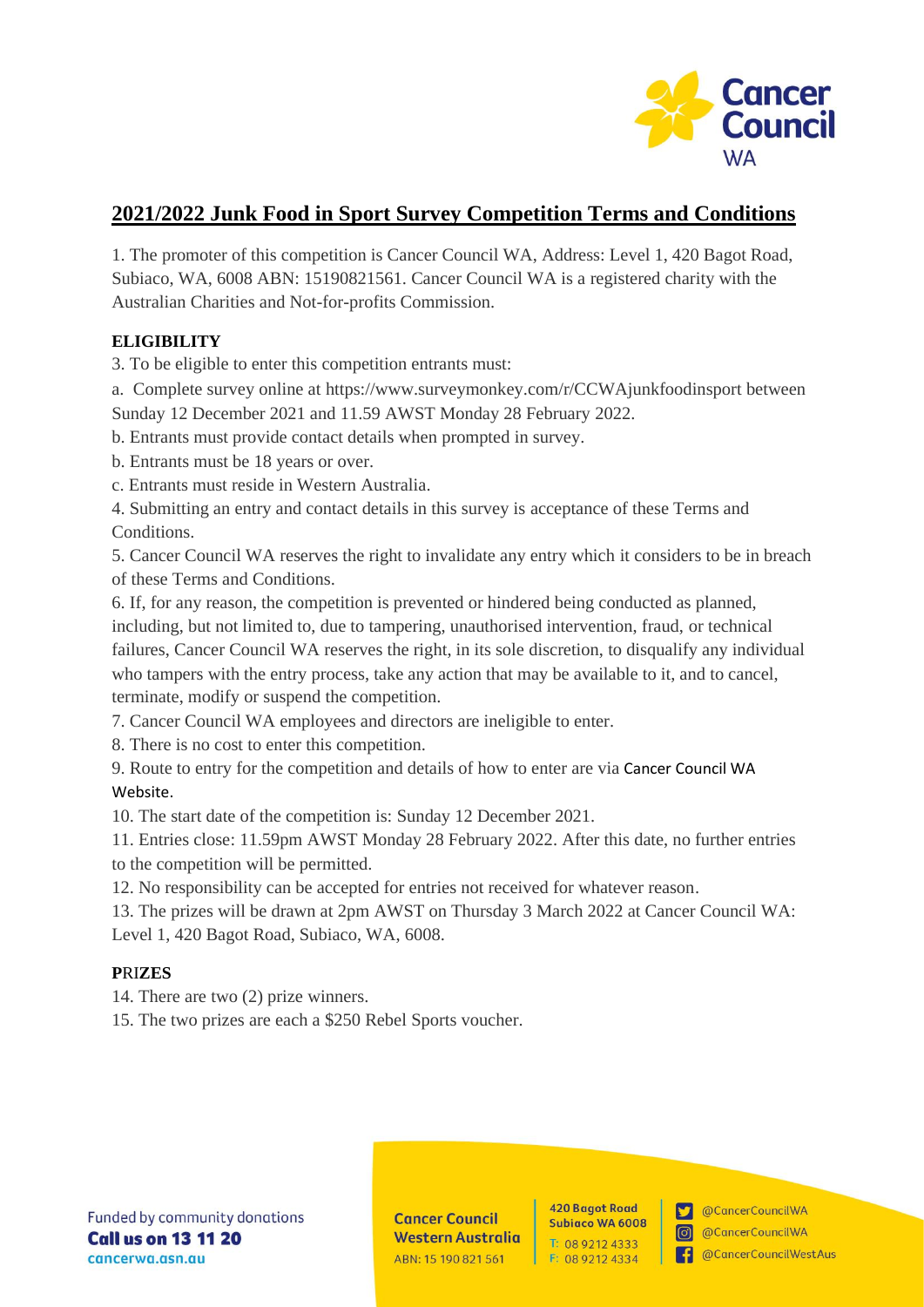## 2021/2022 Junk Food in Sport Survey Competition Terms and Conditions

1. The promoter of this competition is Cancer Council WA, Address: Level 1, 420 Bagot Road, Subiaco, WA, 6008 ABN: 15190821561. Cancer Council WA is a registered charity with the Australian Charities and Not-for-profits Commission.

### ELIGIBILITY

3. To be eligible to enter this competition entrants must:

a. Complete survey online at https://www.surveymonkey.com/r/CCWAjunkfoodinsport between Sunday 12 December 2021 and 11.59 AWST Monday 28 February 2022.

b. Entrants must provide contact details when prompted in survey.

b. Entrants must be 18 years or over.

c. Entrants must reside in Western Australia.

4. Submitting an entry and contact details in this survey is acceptance of these Terms and Conditions.

5. Cancer Council WA reserves the right to invalidate any entry which it considers to be in breach of these Terms and Conditions.

6. If, for any reason, the competition is prevented or hindered being conducted as planned, including, but not limited to, due to tampering, unauthorised intervention, fraud, or technical failures, Cancer Council WA reserves the right, in its sole discretion, to disqualify any individual who tampers with the entry process, take any action that may be available to it, and to cancel, terminate, modify or suspend the competition.

7. Cancer Council WA employees and directors are ineligible to enter.

8. There is no cost to enter this competition.

9. Route to entry for the competition and details of how to enter are via Cancer Council WA Website.

10. The start date of the competition is: Sunday 12 December 2021.

11. Entries close: 11.59pm AWST Monday 28 February 2022. After this date, no further entries to the competition will be permitted.

12. No responsibility can be accepted for entries not received for whatever reason.

13. The prizes will be drawn at 2pm AWST on Thursday 3 March 2022 at Cancer Council WA: Level 1, 420 Bagot Road, Subiaco, WA, 6008.

### PRIZES

14. There are two (2) prize winners.

15. The two prizes are each a $250 Rebel Sports voucher.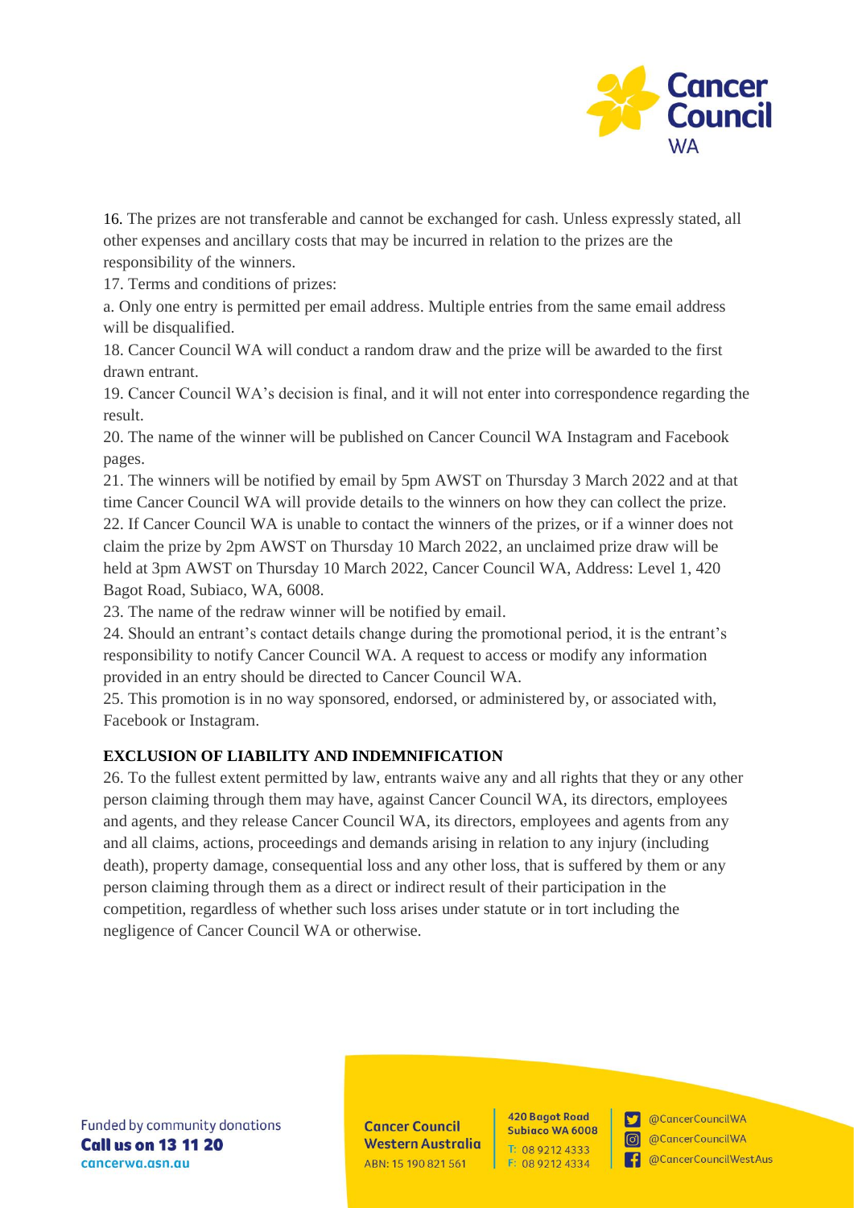16. The prizes are not transferable and cannot be exchanged for cash. Unless expressly stated, all other expenses and ancillary costs that may be incurred in relation to the prizes are the responsibility of the winners.

17. Terms and conditions of prizes:

a. Only one entry is permitted per email address. Multiple entries from the same email address will be disqualified.

18. Cancer Council WA will conduct a random draw and the prize will be awarded to the first drawn entrant.

19. Cancer Council WA's decision is final, and it will not enter into correspondence regarding the result.

20. The name of the winner will be published on Cancer Council WA Instagram and Facebook pages.

21. The winners will be notified by email by 5pm AWST on Thursday 3 March 2022 and at that time Cancer Council WA will provide details to the winners on how they can collect the prize.

22. If Cancer Council WA is unable to contact the winners of the prizes, or if a winner does not claim the prize by 2pm AWST on Thursday 10 March 2022, an unclaimed prize draw will be held at 3pm AWST on Thursday 10 March 2022, Cancer Council WA, Address: Level 1, 420 Bagot Road, Subiaco, WA, 6008.

23. The name of the redraw winner will be notified by email.

24. Should an entrant's contact details change during the promotional period, it is the entrant's responsibility to notify Cancer Council WA. A request to access or modify any information provided in an entry should be directed to Cancer Council WA.

25. This promotion is in no way sponsored, endorsed, or administered by, or associated with, Facebook or Instagram.

**EXCLUSION OF LIABILITY AND INDEMNIFICATION**

26. To the fullest extent permitted by law, entrants waive any and all rights that they or any other person claiming through them may have, against Cancer Council WA, its directors, employees and agents, and they release Cancer Council WA, its directors, employees and agents from any and all claims, actions, proceedings and demands arising in relation to any injury (including death), property damage, consequential loss and any other loss, that is suffered by them or any person claiming through them as a direct or indirect result of their participation in the competition, regardless of whether such loss arises under statute or in tort including the negligence of Cancer Council WA or otherwise.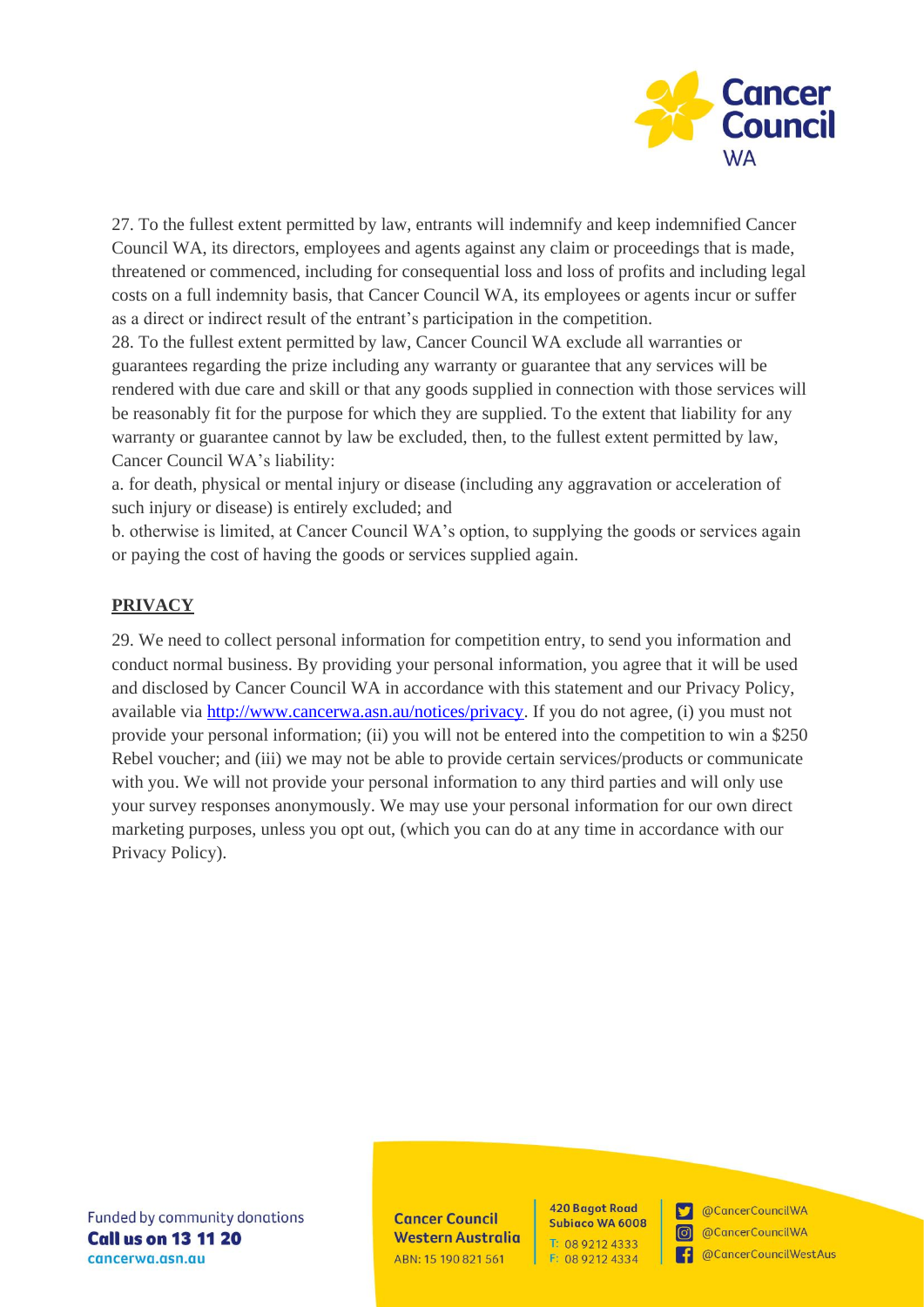27. To the fullest extent permitted by law, entrants will indemnify and keep indemnified Cancer Council WA, its directors, employees and agents against any claim or proceedings that is made, threatened or commenced, including for consequential loss and loss of profits and including legal costs on a full indemnity basis, that Cancer Council WA, its employees or agents incur or suffer as a direct or indirect result of the entrant's participation in the competition.

28. To the fullest extent permitted by law, Cancer Council WA exclude all warranties or guarantees regarding the prize including any warranty or guarantee that any services will be rendered with due care and skill or that any goods supplied in connection with those services will be reasonably fit for the purpose for which they are supplied. To the extent that liability for any warranty or guarantee cannot by law be excluded, then, to the fullest extent permitted by law, Cancer Council WA's liability:

a. for death, physical or mental injury or disease (including any aggravation or acceleration of such injury or disease) is entirely excluded; and

b. otherwise is limited, at Cancer Council WA's option, to supplying the goods or services again or paying the cost of having the goods or services supplied again.

## PRIVACY

29. We need to collect personal information for competition entry, to send you information and conduct normal business. By providing your personal information, you agree that it will be used and disclosed by Cancer Council WA in accordance with this statement and our Privacy Policy, available via [http://www.cancerwa.asn.au/notices/privacy](http://www.cancerwa.asn.au/notices/privacy). If you do not agree, (i) you must not provide your personal information; (ii) you will not be entered into the competition to win a $250 Rebel voucher; and (iii) we may not be able to provide certain services/products or communicate with you. We will not provide your personal information to any third parties and will only use your survey responses anonymously. We may use your personal information for our own direct marketing purposes, unless you opt out, (which you can do at any time in accordance with our Privacy Policy).